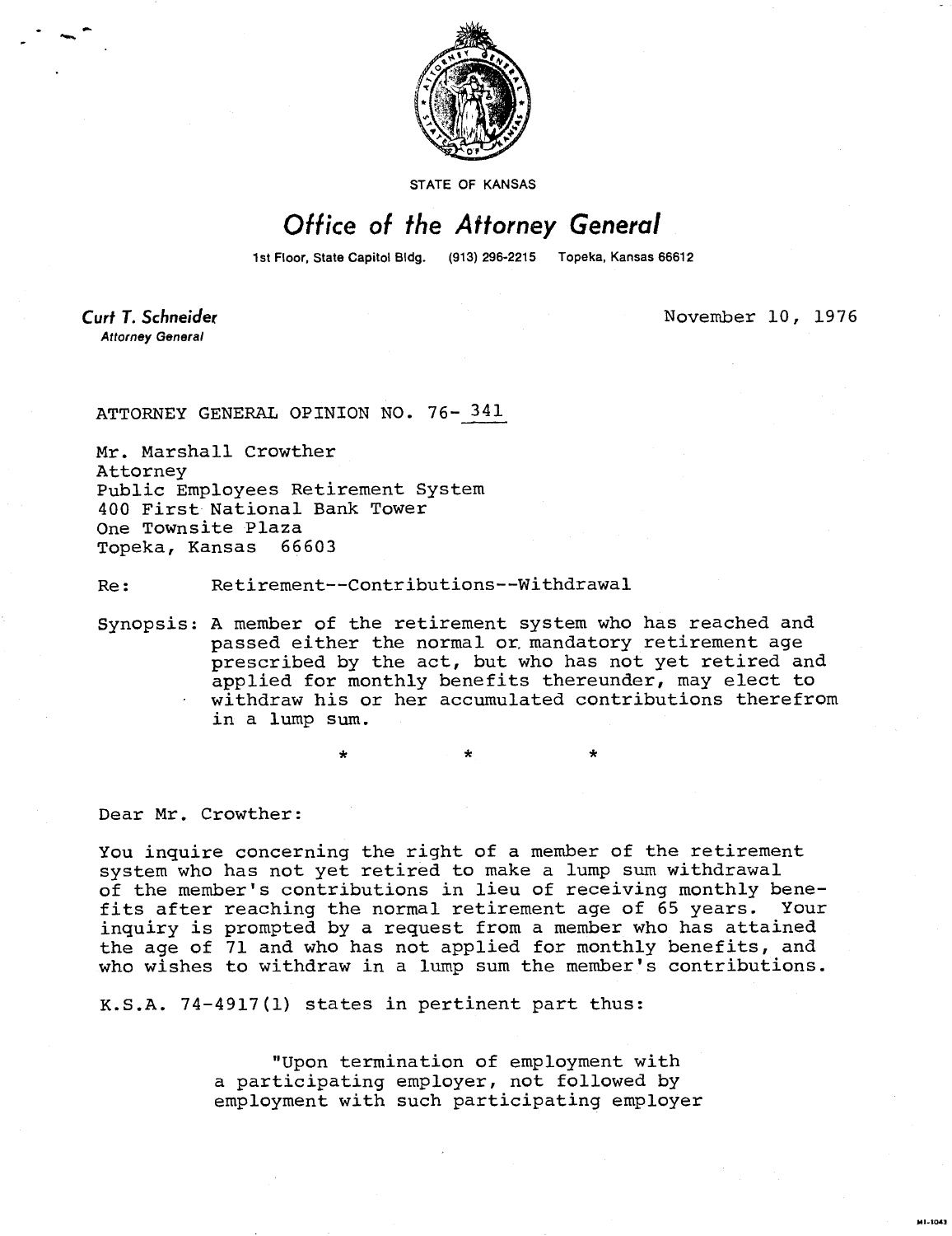STATE OF KANSAS

# Office of the Attorney General

1st Floor, State Capitol Bldg. (913) 296-2215 Topeka, Kansas 66612

**Curt T. Schneider**
*Attorney General*

November 10, 1976

ATTORNEY GENERAL OPINION NO. 76- 341

Mr. Marshall Crowther
Attorney
Public Employees Retirement System
400 First National Bank Tower
One Townsite Plaza
Topeka, Kansas 66603

Re: Retirement--Contributions--Withdrawal

Synopsis: A member of the retirement system who has reached and passed either the normal or mandatory retirement age prescribed by the act, but who has not yet retired and applied for monthly benefits thereunder, may elect to withdraw his or her accumulated contributions therefrom in a lump sum.

\* \* \*

Dear Mr. Crowther:

You inquire concerning the right of a member of the retirement system who has not yet retired to make a lump sum withdrawal of the member's contributions in lieu of receiving monthly benefits after reaching the normal retirement age of 65 years. Your inquiry is prompted by a request from a member who has attained the age of 71 and who has not applied for monthly benefits, and who wishes to withdraw in a lump sum the member's contributions.

K.S.A. 74-4917(1) states in pertinent part thus:

> "Upon termination of employment with a participating employer, not followed by employment with such participating employer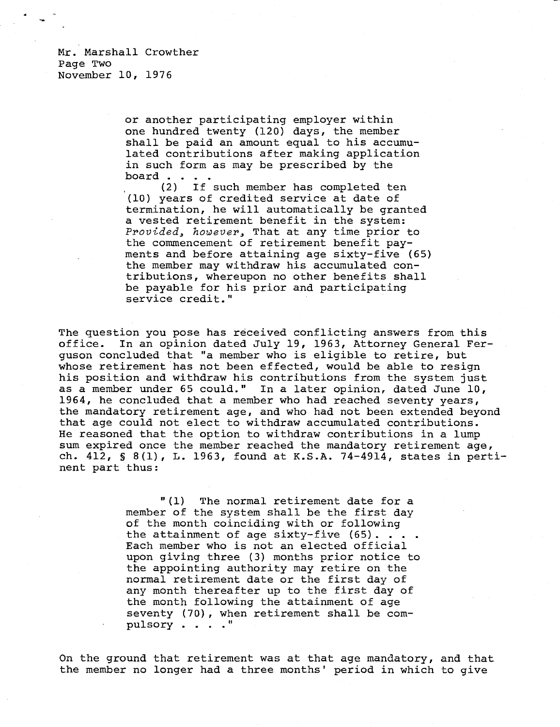Mr. Marshall Crowther
Page Two
November 10, 1976

> or another participating employer within one hundred twenty (120) days, the member shall be paid an amount equal to his accumulated contributions after making application in such form as may be prescribed by the board . . . .
>
> (2) If such member has completed ten (10) years of credited service at date of termination, he will automatically be granted a vested retirement benefit in the system: *Provided, however,* That at any time prior to the commencement of retirement benefit payments and before attaining age sixty-five (65) the member may withdraw his accumulated contributions, whereupon no other benefits shall be payable for his prior and participating service credit."

The question you pose has received conflicting answers from this office. In an opinion dated July 19, 1963, Attorney General Ferguson concluded that "a member who is eligible to retire, but whose retirement has not been effected, would be able to resign his position and withdraw his contributions from the system just as a member under 65 could." In a later opinion, dated June 10, 1964, he concluded that a member who had reached seventy years, the mandatory retirement age, and who had not been extended beyond that age could not elect to withdraw accumulated contributions. He reasoned that the option to withdraw contributions in a lump sum expired once the member reached the mandatory retirement age, ch. 412, § 8(1), L. 1963, found at K.S.A. 74-4914, states in pertinent part thus:

> "(1) The normal retirement date for a member of the system shall be the first day of the month coinciding with or following the attainment of age sixty-five (65). . . . Each member who is not an elected official upon giving three (3) months prior notice to the appointing authority may retire on the normal retirement date or the first day of any month thereafter up to the first day of the month following the attainment of age seventy (70), when retirement shall be compulsory . . . ."

On the ground that retirement was at that age mandatory, and that the member no longer had a three months' period in which to give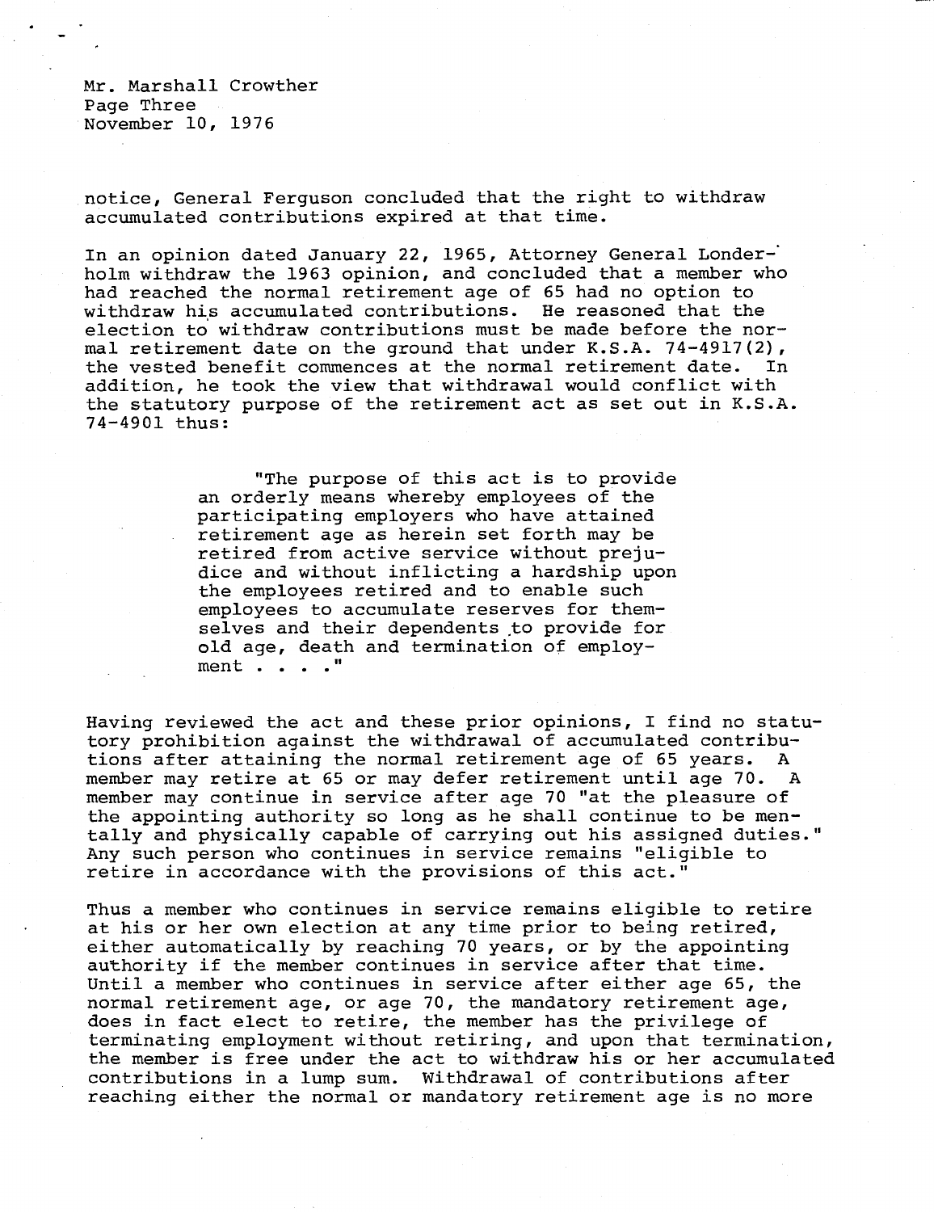notice, General Ferguson concluded that the right to withdraw accumulated contributions expired at that time.

In an opinion dated January 22, 1965, Attorney General Londerholm withdraw the 1963 opinion, and concluded that a member who had reached the normal retirement age of 65 had no option to withdraw his accumulated contributions. He reasoned that the election to withdraw contributions must be made before the normal retirement date on the ground that under K.S.A. 74-4917(2), the vested benefit commences at the normal retirement date. In addition, he took the view that withdrawal would conflict with the statutory purpose of the retirement act as set out in K.S.A. 74-4901 thus:

> "The purpose of this act is to provide an orderly means whereby employees of the participating employers who have attained retirement age as herein set forth may be retired from active service without prejudice and without inflicting a hardship upon the employees retired and to enable such employees to accumulate reserves for themselves and their dependents to provide for old age, death and termination of employment . . . ."

Having reviewed the act and these prior opinions, I find no statutory prohibition against the withdrawal of accumulated contributions after attaining the normal retirement age of 65 years. A member may retire at 65 or may defer retirement until age 70. A member may continue in service after age 70 "at the pleasure of the appointing authority so long as he shall continue to be mentally and physically capable of carrying out his assigned duties." Any such person who continues in service remains "eligible to retire in accordance with the provisions of this act."

Thus a member who continues in service remains eligible to retire at his or her own election at any time prior to being retired, either automatically by reaching 70 years, or by the appointing authority if the member continues in service after that time. Until a member who continues in service after either age 65, the normal retirement age, or age 70, the mandatory retirement age, does in fact elect to retire, the member has the privilege of terminating employment without retiring, and upon that termination, the member is free under the act to withdraw his or her accumulated contributions in a lump sum. Withdrawal of contributions after reaching either the normal or mandatory retirement age is no more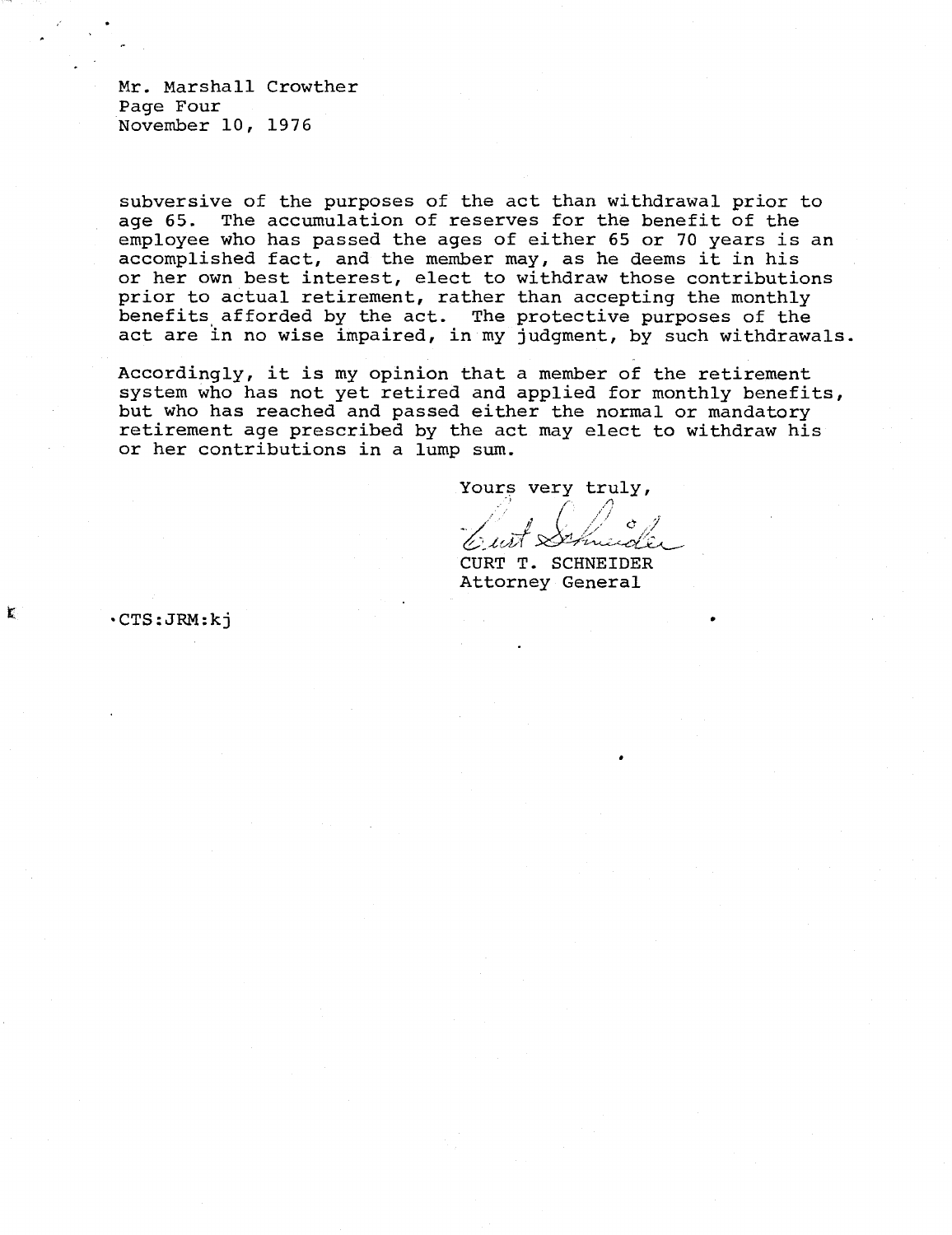subversive of the purposes of the act than withdrawal prior to age 65. The accumulation of reserves for the benefit of the employee who has passed the ages of either 65 or 70 years is an accomplished fact, and the member may, as he deems it in his or her own best interest, elect to withdraw those contributions prior to actual retirement, rather than accepting the monthly benefits afforded by the act. The protective purposes of the act are in no wise impaired, in my judgment, by such withdrawals.

Accordingly, it is my opinion that a member of the retirement system who has not yet retired and applied for monthly benefits, but who has reached and passed either the normal or mandatory retirement age prescribed by the act may elect to withdraw his or her contributions in a lump sum.

Yours very truly,

CURT T. SCHNEIDER
Attorney General

CTS:JRM:kj